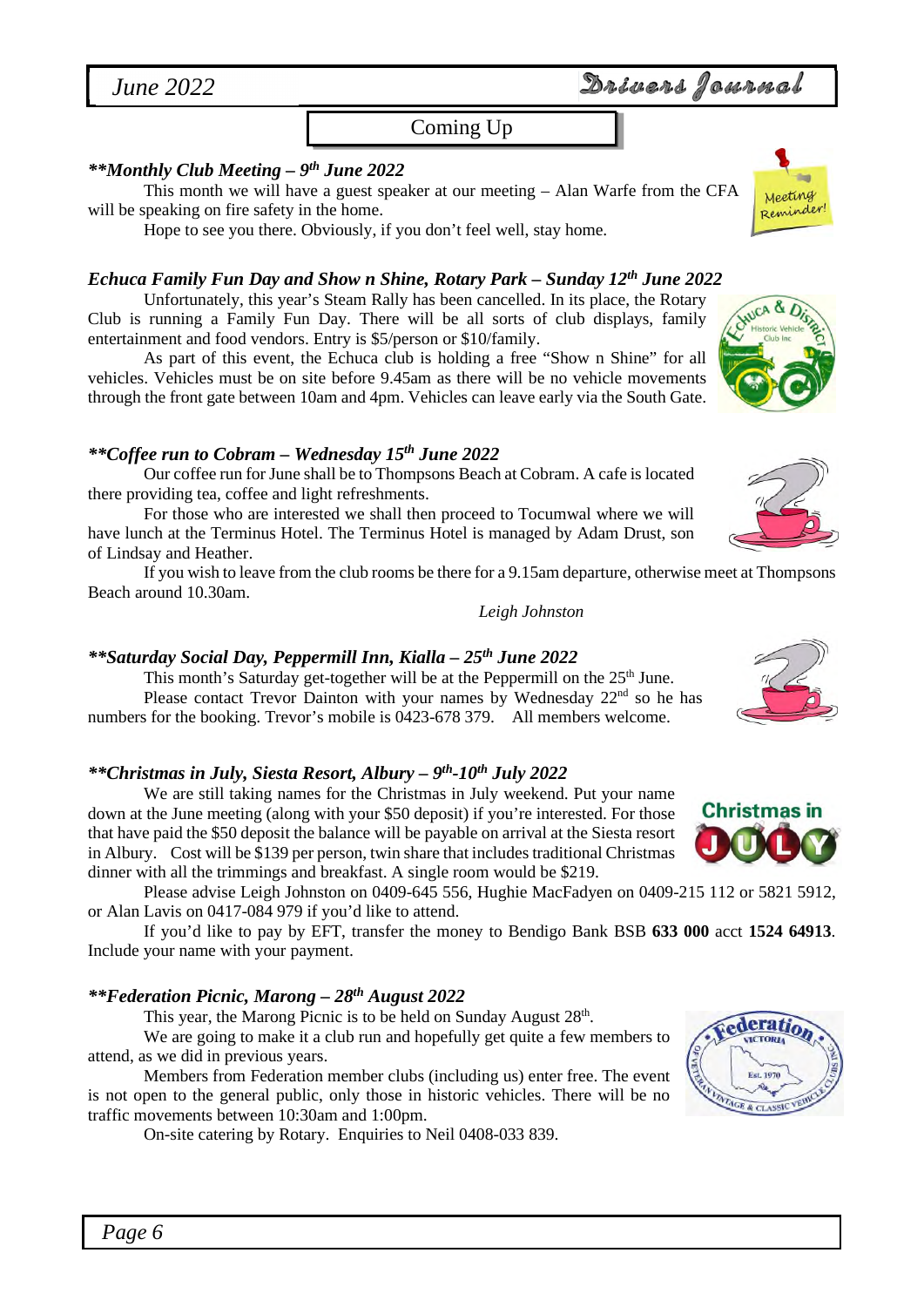## Coming Up

### ***Monthly Club Meeting – 9th June 2022***

This month we will have a guest speaker at our meeting – Alan Warfe from the CFA will be speaking on fire safety in the home.

Hope to see you there. Obviously, if you don't feel well, stay home.

### *Echuca Family Fun Day and Show n Shine, Rotary Park – Sunday 12th June 2022*

Unfortunately, this year's Steam Rally has been cancelled. In its place, the Rotary Club is running a Family Fun Day. There will be all sorts of club displays, family entertainment and food vendors. Entry is $5/person or $10/family.

As part of this event, the Echuca club is holding a free "Show n Shine" for all vehicles. Vehicles must be on site before 9.45am as there will be no vehicle movements through the front gate between 10am and 4pm. Vehicles can leave early via the South Gate.

### ***Coffee run to Cobram – Wednesday 15th June 2022***

Our coffee run for June shall be to Thompsons Beach at Cobram. A cafe is located there providing tea, coffee and light refreshments.

For those who are interested we shall then proceed to Tocumwal where we will have lunch at the Terminus Hotel. The Terminus Hotel is managed by Adam Drust, son of Lindsay and Heather.

If you wish to leave from the club rooms be there for a 9.15am departure, otherwise meet at Thompsons Beach around 10.30am.

*Leigh Johnston*

### ***Saturday Social Day, Peppermill Inn, Kialla – 25th June 2022***

This month's Saturday get-together will be at the Peppermill on the 25th June.

Please contact Trevor Dainton with your names by Wednesday 22nd so he has numbers for the booking. Trevor's mobile is 0423-678 379. All members welcome.

### ***Christmas in July, Siesta Resort, Albury – 9th-10th July 2022***

We are still taking names for the Christmas in July weekend. Put your name down at the June meeting (along with your $50 deposit) if you're interested. For those that have paid the $50 deposit the balance will be payable on arrival at the Siesta resort in Albury. Cost will be $139 per person, twin share that includes traditional Christmas dinner with all the trimmings and breakfast. A single room would be $219.

Please advise Leigh Johnston on 0409-645 556, Hughie MacFadyen on 0409-215 112 or 5821 5912, or Alan Lavis on 0417-084 979 if you'd like to attend.

If you'd like to pay by EFT, transfer the money to Bendigo Bank BSB **633 000** acct **1524 64913**. Include your name with your payment.

### ***Federation Picnic, Marong – 28th August 2022***

This year, the Marong Picnic is to be held on Sunday August 28th.

We are going to make it a club run and hopefully get quite a few members to attend, as we did in previous years.

Members from Federation member clubs (including us) enter free. The event is not open to the general public, only those in historic vehicles. There will be no traffic movements between 10:30am and 1:00pm.

On-site catering by Rotary. Enquiries to Neil 0408-033 839.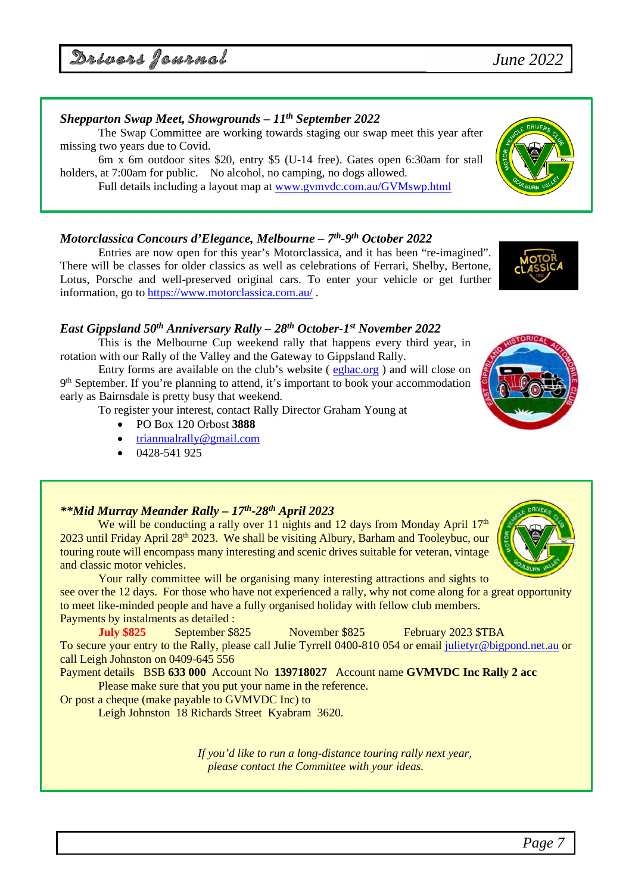### *Shepparton Swap Meet, Showgrounds – 11th September 2022*

The Swap Committee are working towards staging our swap meet this year after missing two years due to Covid.

6m x 6m outdoor sites $20, entry $5 (U-14 free). Gates open 6:30am for stall holders, at 7:00am for public. No alcohol, no camping, no dogs allowed.

Full details including a layout map at www.gvmvdc.com.au/GVMswp.html

### *Motorclassica Concours d'Elegance, Melbourne – 7th-9th October 2022*

Entries are now open for this year's Motorclassica, and it has been "re-imagined". There will be classes for older classics as well as celebrations of Ferrari, Shelby, Bertone, Lotus, Porsche and well-preserved original cars. To enter your vehicle or get further information, go to https://www.motorclassica.com.au/ .

### *East Gippsland 50th Anniversary Rally – 28th October-1st November 2022*

This is the Melbourne Cup weekend rally that happens every third year, in rotation with our Rally of the Valley and the Gateway to Gippsland Rally.

Entry forms are available on the club's website ( eghac.org ) and will close on 9th September. If you're planning to attend, it's important to book your accommodation early as Bairnsdale is pretty busy that weekend.

To register your interest, contact Rally Director Graham Young at

- PO Box 120 Orbost **3888**
- triannualrally@gmail.com
- 0428-541 925

### *\*\*Mid Murray Meander Rally – 17th-28th April 2023*

We will be conducting a rally over 11 nights and 12 days from Monday April 17th 2023 until Friday April 28th 2023. We shall be visiting Albury, Barham and Tooleybuc, our touring route will encompass many interesting and scenic drives suitable for veteran, vintage and classic motor vehicles.

Your rally committee will be organising many interesting attractions and sights to see over the 12 days. For those who have not experienced a rally, why not come along for a great opportunity to meet like-minded people and have a fully organised holiday with fellow club members.

Payments by instalments as detailed :

**July $825** September $825 November $825 February 2023 $TBA

To secure your entry to the Rally, please call Julie Tyrrell 0400-810 054 or email julietyr@bigpond.net.au or call Leigh Johnston on 0409-645 556

Payment details BSB **633 000** Account No **139718027** Account name **GVMVDC Inc Rally 2 acc**

Please make sure that you put your name in the reference.

Or post a cheque (make payable to GVMVDC Inc) to

Leigh Johnston 18 Richards Street Kyabram 3620.

*If you'd like to run a long-distance touring rally next year, please contact the Committee with your ideas.*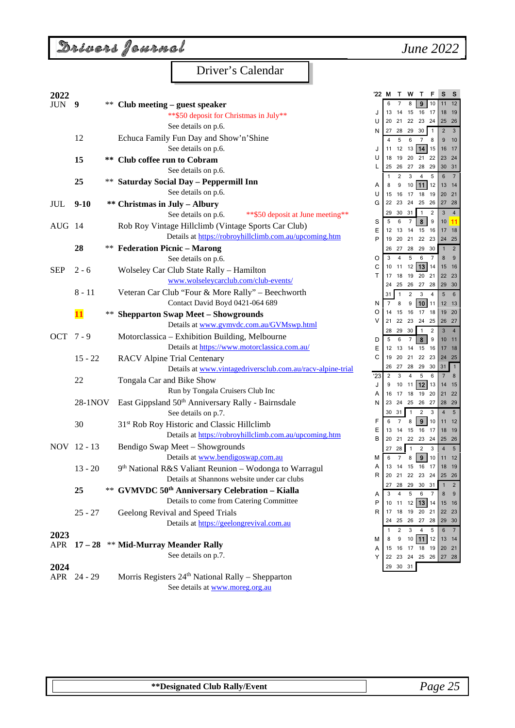# Driver's Calendar

## 2022

**JUN**

**9** ** **Club meeting – guest speaker**
**$50 deposit for Christmas in July**
See details on p.6.

12 Echuca Family Fun Day and Show'n'Shine
See details on p.6.

**15** ** **Club coffee run to Cobram**
See details on p.6.

**25** ** **Saturday Social Day – Peppermill Inn**
See details on p.6.

**JUL**

**9-10** ** **Christmas in July – Albury**
See details on p.6. **$50 deposit at June meeting**

**AUG**

14 Rob Roy Vintage Hillclimb (Vintage Sports Car Club)
Details at https://robroyhillclimb.com.au/upcoming.htm

**28** ** **Federation Picnic – Marong**
See details on p.6.

**SEP**

2 - 6 Wolseley Car Club State Rally – Hamilton
www.wolseleycarclub.com/club-events/

8 - 11 Veteran Car Club "Four & More Rally" – Beechworth
Contact David Boyd 0421-064 689

**11** ** **Shepparton Swap Meet – Showgrounds**
Details at www.gvmvdc.com.au/GVMswp.html

**OCT**

7 - 9 Motorclassica – Exhibition Building, Melbourne
Details at https://www.motorclassica.com.au/

15 - 22 RACV Alpine Trial Centenary
Details at www.vintagedriversclub.com.au/racv-alpine-trial

22 Tongala Car and Bike Show
Run by Tongala Cruisers Club Inc

28-1NOV East Gippsland 50th Anniversary Rally - Bairnsdale
See details on p.7.

30 31st Rob Roy Historic and Classic Hillclimb
Details at https://robroyhillclimb.com.au/upcoming.htm

**NOV**

12 - 13 Bendigo Swap Meet – Showgrounds
Details at www.bendigoswap.com.au

13 - 20 9th National R&S Valiant Reunion – Wodonga to Warragul
Details at Shannons website under car clubs

**25** ** **GVMVDC 50th Anniversary Celebration – Kialla**
Details to come from Catering Committee

25 - 27 Geelong Revival and Speed Trials
Details at https://geelongrevival.com.au

## 2023

**APR**

**17 – 28** ** **Mid-Murray Meander Rally**
See details on p.7.

## 2024

**APR**

24 - 29 Morris Registers 24th National Rally – Shepparton
See details at www.moreg.org.au

| '22 | M | T | W | T | F | S | S |
|---|---|---|---|---|---|---|---|
| | 6 | 7 | 8 | 9 | 10 | 11 | 12 |
| J | 13 | 14 | 15 | 16 | 17 | 18 | 19 |
| U | 20 | 21 | 22 | 23 | 24 | 25 | 26 |
| N | 27 | 28 | 29 | 30 | 1 | 2 | 3 |
| | 4 | 5 | 6 | 7 | 8 | 9 | 10 |
| J | 11 | 12 | 13 | 14 | 15 | 16 | 17 |
| U | 18 | 19 | 20 | 21 | 22 | 23 | 24 |
| L | 25 | 26 | 27 | 28 | 29 | 30 | 31 |
| | 1 | 2 | 3 | 4 | 5 | 6 | 7 |
| A | 8 | 9 | 10 | 11 | 12 | 13 | 14 |
| U | 15 | 16 | 17 | 18 | 19 | 20 | 21 |
| G | 22 | 23 | 24 | 25 | 26 | 27 | 28 |
| | 29 | 30 | 31 | 1 | 2 | 3 | 4 |
| S | 5 | 6 | 7 | 8 | 9 | 10 | 11 |
| E | 12 | 13 | 14 | 15 | 16 | 17 | 18 |
| P | 19 | 20 | 21 | 22 | 23 | 24 | 25 |
| | 26 | 27 | 28 | 29 | 30 | 1 | 2 |
| O | 3 | 4 | 5 | 6 | 7 | 8 | 9 |
| C | 10 | 11 | 12 | 13 | 14 | 15 | 16 |
| T | 17 | 18 | 19 | 20 | 21 | 22 | 23 |
| | 24 | 25 | 26 | 27 | 28 | 29 | 30 |
| | 31 | 1 | 2 | 3 | 4 | 5 | 6 |
| N | 7 | 8 | 9 | 10 | 11 | 12 | 13 |
| O | 14 | 15 | 16 | 17 | 18 | 19 | 20 |
| V | 21 | 22 | 23 | 24 | 25 | 26 | 27 |
| | 28 | 29 | 30 | 1 | 2 | 3 | 4 |
| D | 5 | 6 | 7 | 8 | 9 | 10 | 11 |
| E | 12 | 13 | 14 | 15 | 16 | 17 | 18 |
| C | 19 | 20 | 21 | 22 | 23 | 24 | 25 |
| | 26 | 27 | 28 | 29 | 30 | 31 | 1 |
| '23 | 2 | 3 | 4 | 5 | 6 | 7 | 8 |
| J | 9 | 10 | 11 | 12 | 13 | 14 | 15 |
| A | 16 | 17 | 18 | 19 | 20 | 21 | 22 |
| N | 23 | 24 | 25 | 26 | 27 | 28 | 29 |
| | 30 | 31 | 1 | 2 | 3 | 4 | 5 |
| F | 6 | 7 | 8 | 9 | 10 | 11 | 12 |
| E | 13 | 14 | 15 | 16 | 17 | 18 | 19 |
| B | 20 | 21 | 22 | 23 | 24 | 25 | 26 |
| | 27 | 28 | 1 | 2 | 3 | 4 | 5 |
| M | 6 | 7 | 8 | 9 | 10 | 11 | 12 |
| A | 13 | 14 | 15 | 16 | 17 | 18 | 19 |
| R | 20 | 21 | 22 | 23 | 24 | 25 | 26 |
| | 27 | 28 | 29 | 30 | 31 | 1 | 2 |
| A | 3 | 4 | 5 | 6 | 7 | 8 | 9 |
| P | 10 | 11 | 12 | 13 | 14 | 15 | 16 |
| R | 17 | 18 | 19 | 20 | 21 | 22 | 23 |
| | 24 | 25 | 26 | 27 | 28 | 29 | 30 |
| | 1 | 2 | 3 | 4 | 5 | 6 | 7 |
| M | 8 | 9 | 10 | 11 | 12 | 13 | 14 |
| A | 15 | 16 | 17 | 18 | 19 | 20 | 21 |
| Y | 22 | 23 | 24 | 25 | 26 | 27 | 28 |
| | 29 | 30 | 31 | | | | |

****Designated Club Rally/Event**